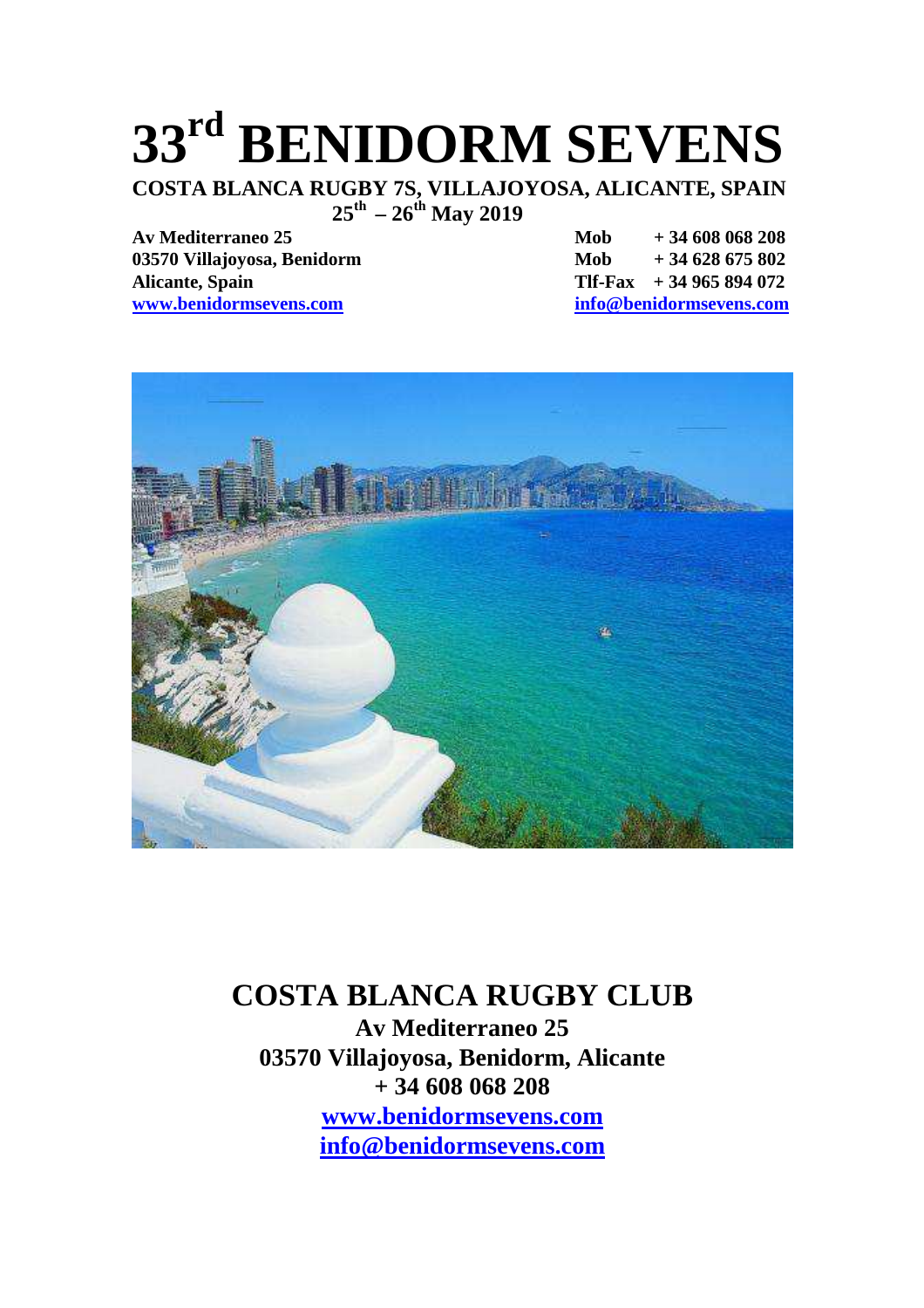# 33rd BENIDORM SEVENS

**COSTA BLANCA RUGBY 7S, VILLAJOYOSA, ALICANTE, SPAIN**

**25th – 26th May 2019**

**Av Mediterraneo 25**
**03570 Villajoyosa, Benidorm**
**Alicante, Spain**
**www.benidormsevens.com**

**Mob + 34 608 068 208**
**Mob + 34 628 675 802**
**Tlf-Fax + 34 965 894 072**
**info@benidormsevens.com**

## COSTA BLANCA RUGBY CLUB

**Av Mediterraneo 25**
**03570 Villajoyosa, Benidorm, Alicante**
**+ 34 608 068 208**
**www.benidormsevens.com**
**info@benidormsevens.com**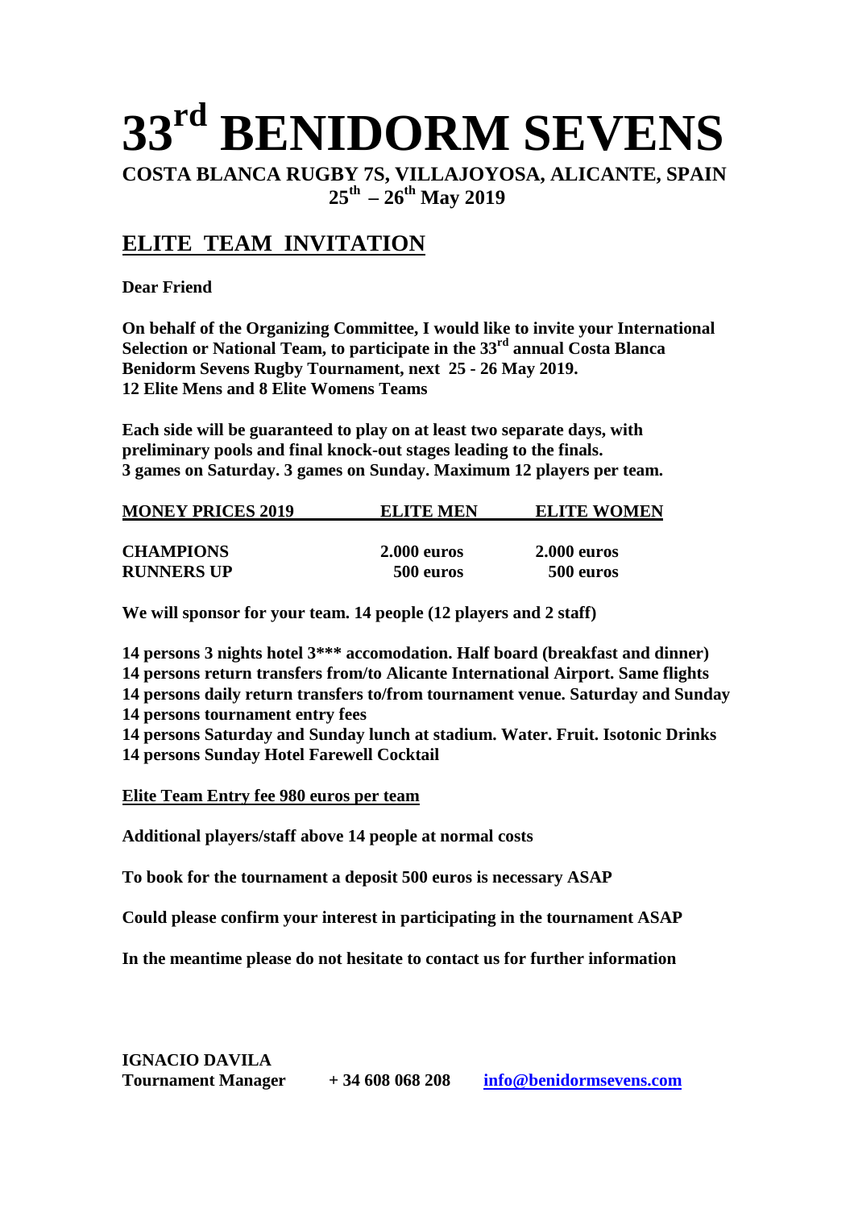# 33rd BENIDORM SEVENS

**COSTA BLANCA RUGBY 7S, VILLAJOYOSA, ALICANTE, SPAIN**
**25th – 26th May 2019**

## ELITE TEAM INVITATION

**Dear Friend**

**On behalf of the Organizing Committee, I would like to invite your International Selection or National Team, to participate in the 33rd annual Costa Blanca Benidorm Sevens Rugby Tournament, next 25 - 26 May 2019.**
**12 Elite Mens and 8 Elite Womens Teams**

**Each side will be guaranteed to play on at least two separate days, with preliminary pools and final knock-out stages leading to the finals.**
**3 games on Saturday. 3 games on Sunday. Maximum 12 players per team.**

| MONEY PRICES 2019 | ELITE MEN | ELITE WOMEN |
| --- | --- | --- |
| CHAMPIONS | 2.000 euros | 2.000 euros |
| RUNNERS UP | 500 euros | 500 euros |

**We will sponsor for your team. 14 people (12 players and 2 staff)**

**14 persons 3 nights hotel 3*** accomodation. Half board (breakfast and dinner)**
**14 persons return transfers from/to Alicante International Airport. Same flights**
**14 persons daily return transfers to/from tournament venue. Saturday and Sunday**
**14 persons tournament entry fees**
**14 persons Saturday and Sunday lunch at stadium. Water. Fruit. Isotonic Drinks**
**14 persons Sunday Hotel Farewell Cocktail**

**Elite Team Entry fee 980 euros per team**

**Additional players/staff above 14 people at normal costs**

**To book for the tournament a deposit 500 euros is necessary ASAP**

**Could please confirm your interest in participating in the tournament ASAP**

**In the meantime please do not hesitate to contact us for further information**

**IGNACIO DAVILA**
**Tournament Manager    + 34 608 068 208    info@benidormsevens.com**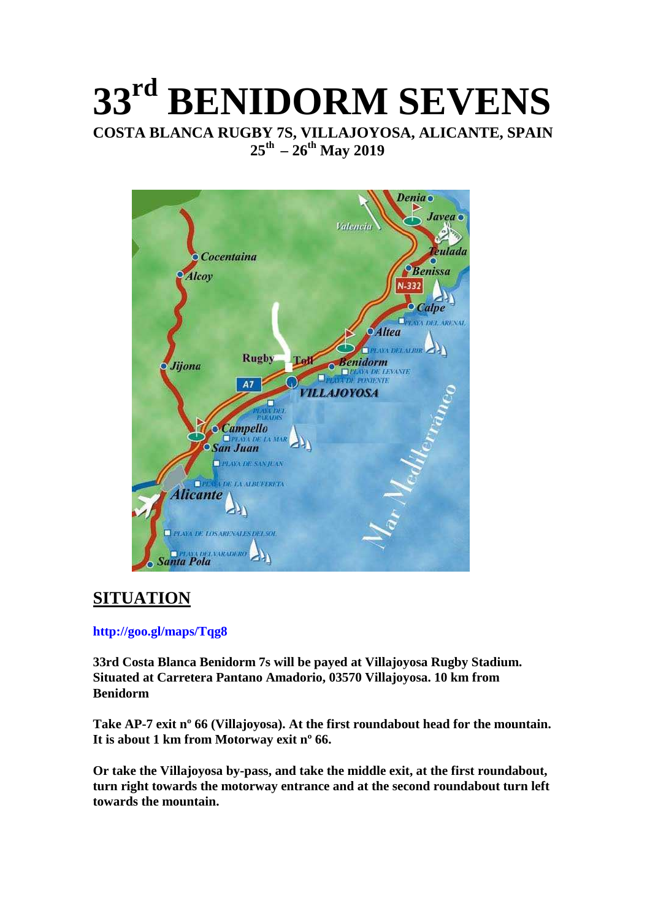# 33rd BENIDORM SEVENS

**COSTA BLANCA RUGBY 7S, VILLAJOYOSA, ALICANTE, SPAIN**
**25th – 26th May 2019**

## SITUATION

**http://goo.gl/maps/Tqg8**

**33rd Costa Blanca Benidorm 7s will be payed at Villajoyosa Rugby Stadium. Situated at Carretera Pantano Amadorio, 03570 Villajoyosa. 10 km from Benidorm**

**Take AP-7 exit nº 66 (Villajoyosa). At the first roundabout head for the mountain. It is about 1 km from Motorway exit nº 66.**

**Or take the Villajoyosa by-pass, and take the middle exit, at the first roundabout, turn right towards the motorway entrance and at the second roundabout turn left towards the mountain.**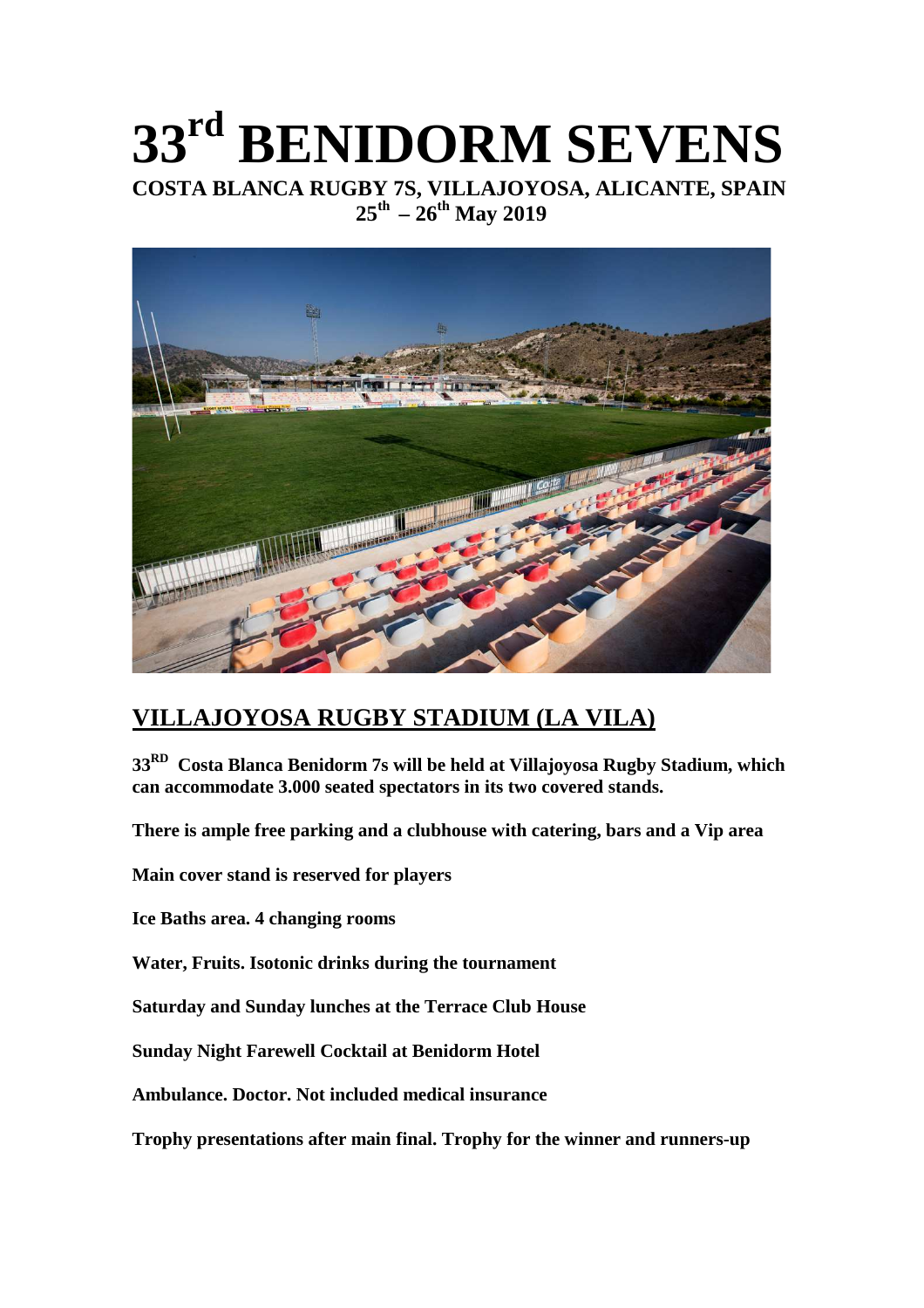# 33rd BENIDORM SEVENS

**COSTA BLANCA RUGBY 7S, VILLAJOYOSA, ALICANTE, SPAIN**

**25th – 26th May 2019**

## VILLAJOYOSA RUGBY STADIUM (LA VILA)

**33RD Costa Blanca Benidorm 7s will be held at Villajoyosa Rugby Stadium, which can accommodate 3.000 seated spectators in its two covered stands.**

**There is ample free parking and a clubhouse with catering, bars and a Vip area**

**Main cover stand is reserved for players**

**Ice Baths area. 4 changing rooms**

**Water, Fruits. Isotonic drinks during the tournament**

**Saturday and Sunday lunches at the Terrace Club House**

**Sunday Night Farewell Cocktail at Benidorm Hotel**

**Ambulance. Doctor. Not included medical insurance**

**Trophy presentations after main final. Trophy for the winner and runners-up**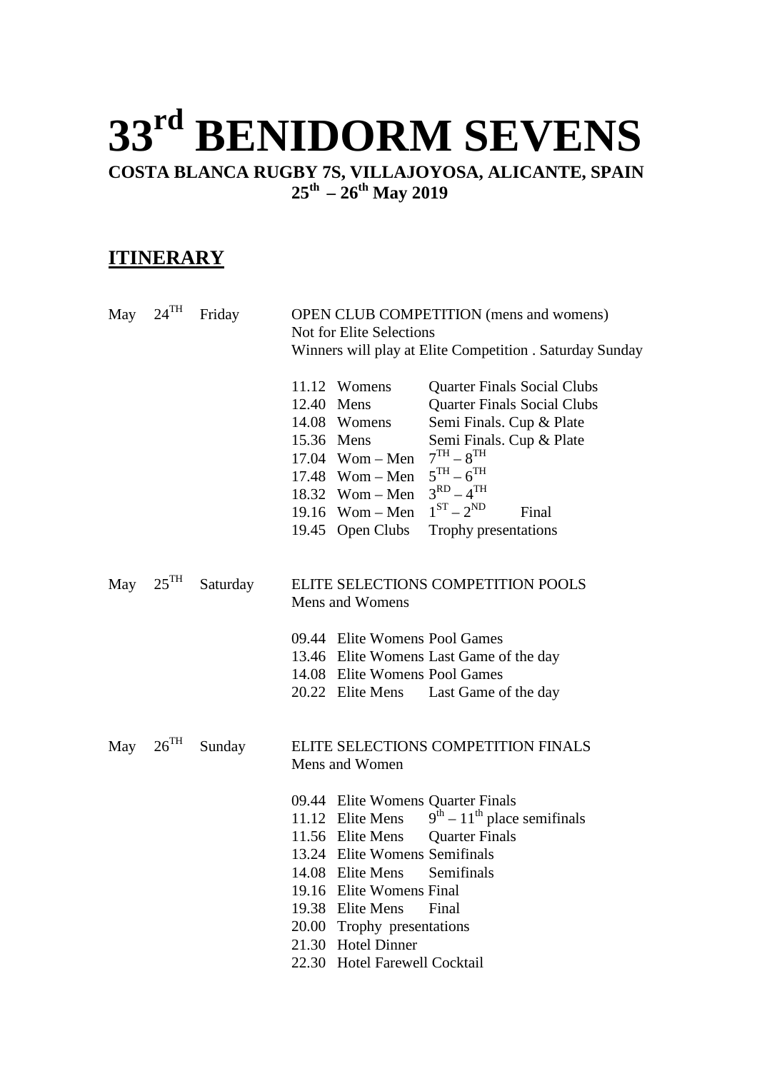# 33rd BENIDORM SEVENS

**COSTA BLANCA RUGBY 7S, VILLAJOYOSA, ALICANTE, SPAIN**

**25th – 26th May 2019**

## ITINERARY

**May 24TH Friday**

OPEN CLUB COMPETITION (mens and womens)
Not for Elite Selections
Winners will play at Elite Competition . Saturday Sunday

| Time | Category | Event |
|---|---|---|
| 11.12 | Womens | Quarter Finals Social Clubs |
| 12.40 | Mens | Quarter Finals Social Clubs |
| 14.08 | Womens | Semi Finals. Cup & Plate |
| 15.36 | Mens | Semi Finals. Cup & Plate |
| 17.04 | Wom – Men | 7TH – 8TH |
| 17.48 | Wom – Men | 5TH – 6TH |
| 18.32 | Wom – Men | 3RD – 4TH |
| 19.16 | Wom – Men | 1ST – 2ND Final |
| 19.45 | Open Clubs | Trophy presentations |

**May 25TH Saturday**

ELITE SELECTIONS COMPETITION POOLS
Mens and Womens

| Time | Category | Event |
|---|---|---|
| 09.44 | Elite Womens | Pool Games |
| 13.46 | Elite Womens | Last Game of the day |
| 14.08 | Elite Womens | Pool Games |
| 20.22 | Elite Mens | Last Game of the day |

**May 26TH Sunday**

ELITE SELECTIONS COMPETITION FINALS
Mens and Women

| Time | Category | Event |
|---|---|---|
| 09.44 | Elite Womens | Quarter Finals |
| 11.12 | Elite Mens | 9th – 11th place semifinals |
| 11.56 | Elite Mens | Quarter Finals |
| 13.24 | Elite Womens | Semifinals |
| 14.08 | Elite Mens | Semifinals |
| 19.16 | Elite Womens | Final |
| 19.38 | Elite Mens | Final |
| 20.00 | Trophy presentations | |
| 21.30 | Hotel Dinner | |
| 22.30 | Hotel Farewell Cocktail | |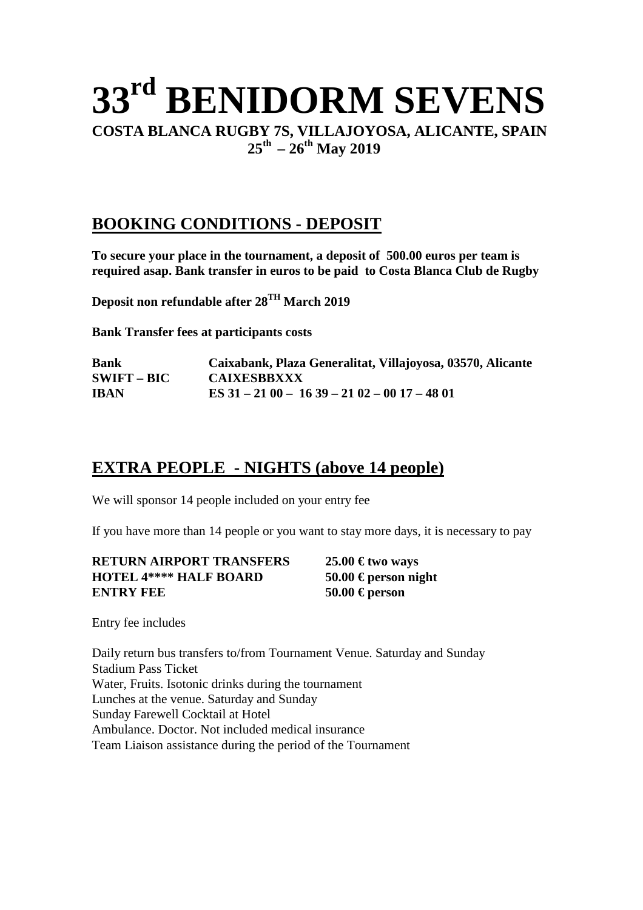# 33rd BENIDORM SEVENS

**COSTA BLANCA RUGBY 7S, VILLAJOYOSA, ALICANTE, SPAIN**
**25th – 26th May 2019**

## BOOKING CONDITIONS - DEPOSIT

**To secure your place in the tournament, a deposit of 500.00 euros per team is required asap. Bank transfer in euros to be paid to Costa Blanca Club de Rugby**

**Deposit non refundable after 28TH March 2019**

**Bank Transfer fees at participants costs**

| | |
|---|---|
| **Bank** | **Caixabank, Plaza Generalitat, Villajoyosa, 03570, Alicante** |
| **SWIFT – BIC** | **CAIXESBBXXX** |
| **IBAN** | **ES 31 – 21 00 – 16 39 – 21 02 – 00 17 – 48 01** |

## EXTRA PEOPLE - NIGHTS (above 14 people)

We will sponsor 14 people included on your entry fee

If you have more than 14 people or you want to stay more days, it is necessary to pay

| | |
|---|---|
| **RETURN AIRPORT TRANSFERS** | **25.00 € two ways** |
| **HOTEL 4\*\*\*\* HALF BOARD** | **50.00 € person night** |
| **ENTRY FEE** | **50.00 € person** |

Entry fee includes

Daily return bus transfers to/from Tournament Venue. Saturday and Sunday
Stadium Pass Ticket
Water, Fruits. Isotonic drinks during the tournament
Lunches at the venue. Saturday and Sunday
Sunday Farewell Cocktail at Hotel
Ambulance. Doctor. Not included medical insurance
Team Liaison assistance during the period of the Tournament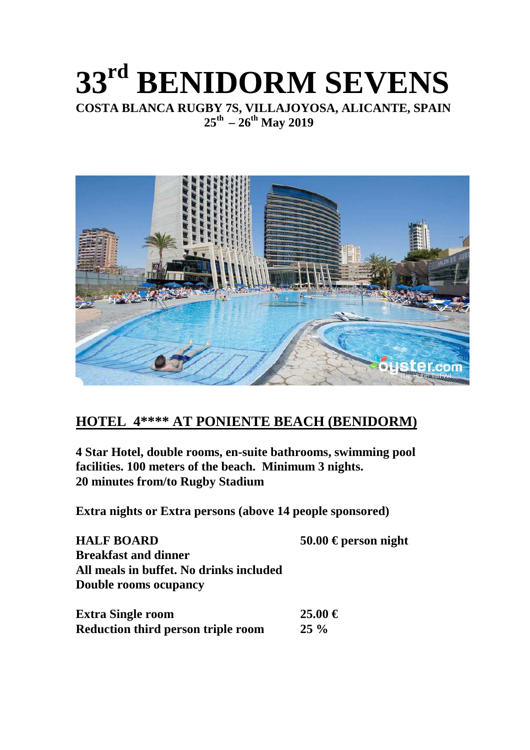# 33rd BENIDORM SEVENS

**COSTA BLANCA RUGBY 7S, VILLAJOYOSA, ALICANTE, SPAIN**

**25th – 26th May 2019**

## HOTEL 4**** AT PONIENTE BEACH (BENIDORM)

**4 Star Hotel, double rooms, en-suite bathrooms, swimming pool facilities. 100 meters of the beach. Minimum 3 nights.**
**20 minutes from/to Rugby Stadium**

**Extra nights or Extra persons (above 14 people sponsored)**

| | |
|---|---|
| **HALF BOARD** | **50.00 € person night** |
| **Breakfast and dinner** | |
| **All meals in buffet. No drinks included** | |
| **Double rooms ocupancy** | |

| | |
|---|---|
| **Extra Single room** | **25.00 €** |
| **Reduction third person triple room** | **25 %** |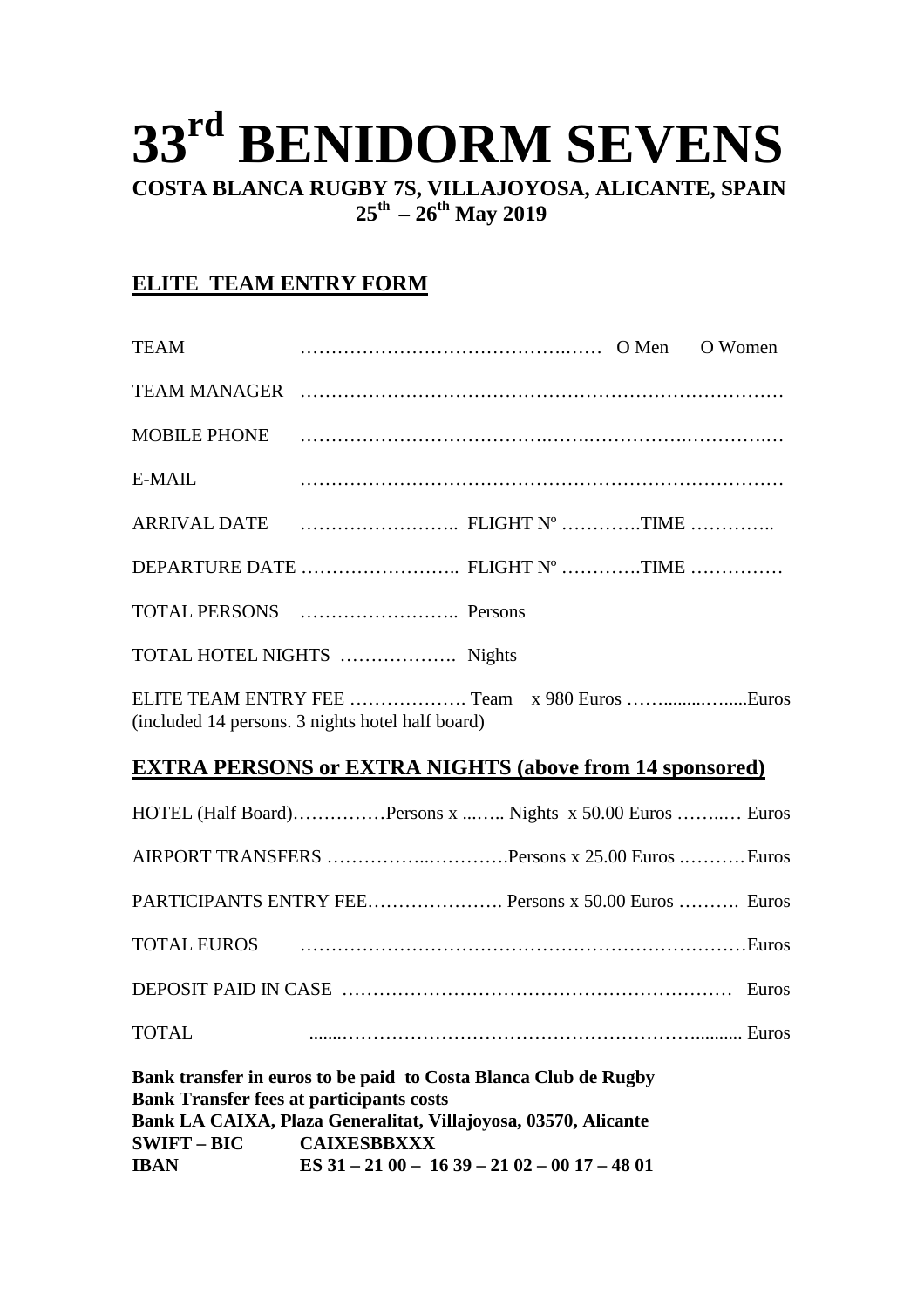# 33rd BENIDORM SEVENS

**COSTA BLANCA RUGBY 7S, VILLAJOYOSA, ALICANTE, SPAIN**
**25th – 26th May 2019**

## ELITE TEAM ENTRY FORM

TEAM ……………………………………….…… O Men O Women

TEAM MANAGER ……………………………………………………………………

MOBILE PHONE ……………………………….…….……………….…………..…

E-MAIL ……………….……………………………………………………….…

ARRIVAL DATE …………………….. FLIGHT Nº ………….TIME …………..

DEPARTURE DATE …………………….. FLIGHT Nº ………….TIME ……………

TOTAL PERSONS …………………….. Persons

TOTAL HOTEL NIGHTS ………………. Nights

ELITE TEAM ENTRY FEE ………………. Team x 980 Euros ……..........…......Euros
(included 14 persons. 3 nights hotel half board)

## EXTRA PERSONS or EXTRA NIGHTS (above from 14 sponsored)

HOTEL (Half Board)……………Persons x ...….. Nights x 50.00 Euros ……..… Euros

AIRPORT TRANSFERS ……………..………….Persons x 25.00 Euros .……….Euros

PARTICIPANTS ENTRY FEE…………………. Persons x 50.00 Euros ………. Euros

TOTAL EUROS ………………………………………………………………Euros

DEPOSIT PAID IN CASE ……………………………………………………… Euros

TOTAL .......……………………………………………………........... Euros

**Bank transfer in euros to be paid to Costa Blanca Club de Rugby**
**Bank Transfer fees at participants costs**
**Bank LA CAIXA, Plaza Generalitat, Villajoyosa, 03570, Alicante**
**SWIFT – BIC CAIXESBBXXX**
**IBAN ES 31 – 21 00 – 16 39 – 21 02 – 00 17 – 48 01**